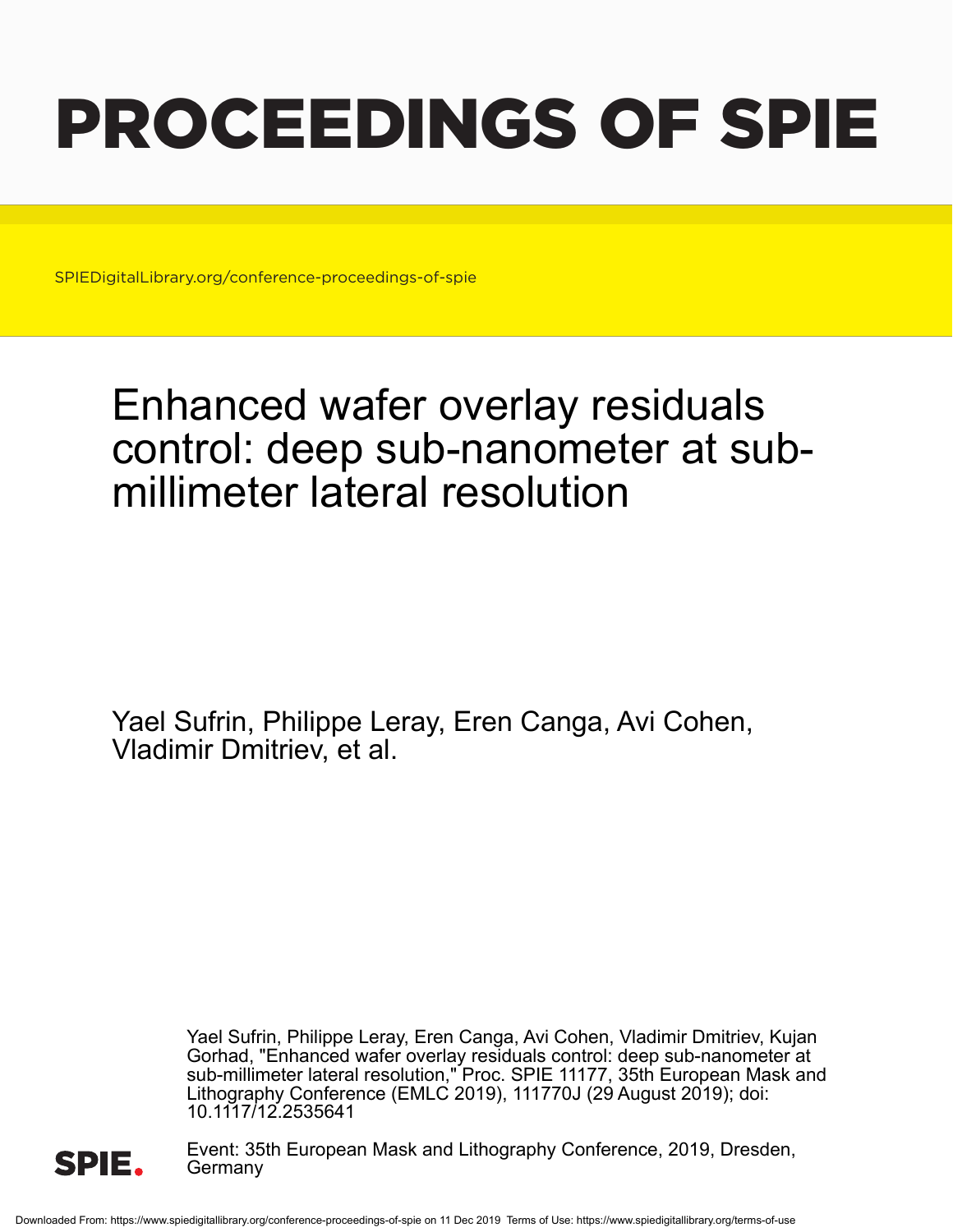# PROCEEDINGS OF SPIE

SPIEDigitalLibrary.org/conference-proceedings-of-spie

## Enhanced wafer overlay residuals control: deep sub-nanometer at sub-millimeter lateral resolution

Yael Sufrin, Philippe Leray, Eren Canga, Avi Cohen, Vladimir Dmitriev, et al.

Yael Sufrin, Philippe Leray, Eren Canga, Avi Cohen, Vladimir Dmitriev, Kujan Gorhad, "Enhanced wafer overlay residuals control: deep sub-nanometer at sub-millimeter lateral resolution," Proc. SPIE 11177, 35th European Mask and Lithography Conference (EMLC 2019), 111770J (29 August 2019); doi: 10.1117/12.2535641

Event: 35th European Mask and Lithography Conference, 2019, Dresden, Germany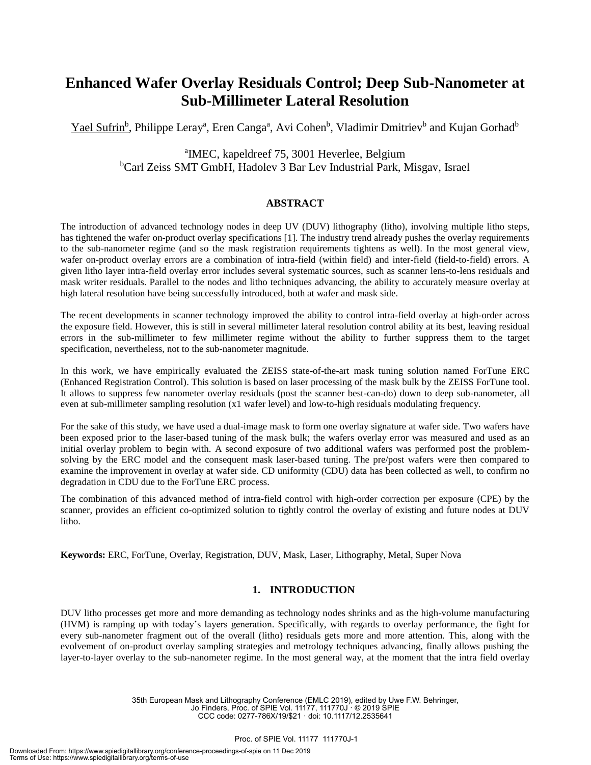# Enhanced Wafer Overlay Residuals Control; Deep Sub-Nanometer at Sub-Millimeter Lateral Resolution

Yael Sufrin[b], Philippe Leray[a], Eren Canga[a], Avi Cohen[b], Vladimir Dmitriev[b] and Kujan Gorhad[b]

[a]IMEC, kapeldreef 75, 3001 Heverlee, Belgium
[b]Carl Zeiss SMT GmbH, Hadolev 3 Bar Lev Industrial Park, Misgav, Israel

## ABSTRACT

The introduction of advanced technology nodes in deep UV (DUV) lithography (litho), involving multiple litho steps, has tightened the wafer on-product overlay specifications [1]. The industry trend already pushes the overlay requirements to the sub-nanometer regime (and so the mask registration requirements tightens as well). In the most general view, wafer on-product overlay errors are a combination of intra-field (within field) and inter-field (field-to-field) errors. A given litho layer intra-field overlay error includes several systematic sources, such as scanner lens-to-lens residuals and mask writer residuals. Parallel to the nodes and litho techniques advancing, the ability to accurately measure overlay at high lateral resolution have being successfully introduced, both at wafer and mask side.

The recent developments in scanner technology improved the ability to control intra-field overlay at high-order across the exposure field. However, this is still in several millimeter lateral resolution control ability at its best, leaving residual errors in the sub-millimeter to few millimeter regime without the ability to further suppress them to the target specification, nevertheless, not to the sub-nanometer magnitude.

In this work, we have empirically evaluated the ZEISS state-of-the-art mask tuning solution named ForTune ERC (Enhanced Registration Control). This solution is based on laser processing of the mask bulk by the ZEISS ForTune tool. It allows to suppress few nanometer overlay residuals (post the scanner best-can-do) down to deep sub-nanometer, all even at sub-millimeter sampling resolution (x1 wafer level) and low-to-high residuals modulating frequency.

For the sake of this study, we have used a dual-image mask to form one overlay signature at wafer side. Two wafers have been exposed prior to the laser-based tuning of the mask bulk; the wafers overlay error was measured and used as an initial overlay problem to begin with. A second exposure of two additional wafers was performed post the problem-solving by the ERC model and the consequent mask laser-based tuning. The pre/post wafers were then compared to examine the improvement in overlay at wafer side. CD uniformity (CDU) data has been collected as well, to confirm no degradation in CDU due to the ForTune ERC process.

The combination of this advanced method of intra-field control with high-order correction per exposure (CPE) by the scanner, provides an efficient co-optimized solution to tightly control the overlay of existing and future nodes at DUV litho.

**Keywords:** ERC, ForTune, Overlay, Registration, DUV, Mask, Laser, Lithography, Metal, Super Nova

## 1. INTRODUCTION

DUV litho processes get more and more demanding as technology nodes shrinks and as the high-volume manufacturing (HVM) is ramping up with today's layers generation. Specifically, with regards to overlay performance, the fight for every sub-nanometer fragment out of the overall (litho) residuals gets more and more attention. This, along with the evolvement of on-product overlay sampling strategies and metrology techniques advancing, finally allows pushing the layer-to-layer overlay to the sub-nanometer regime. In the most general way, at the moment that the intra field overlay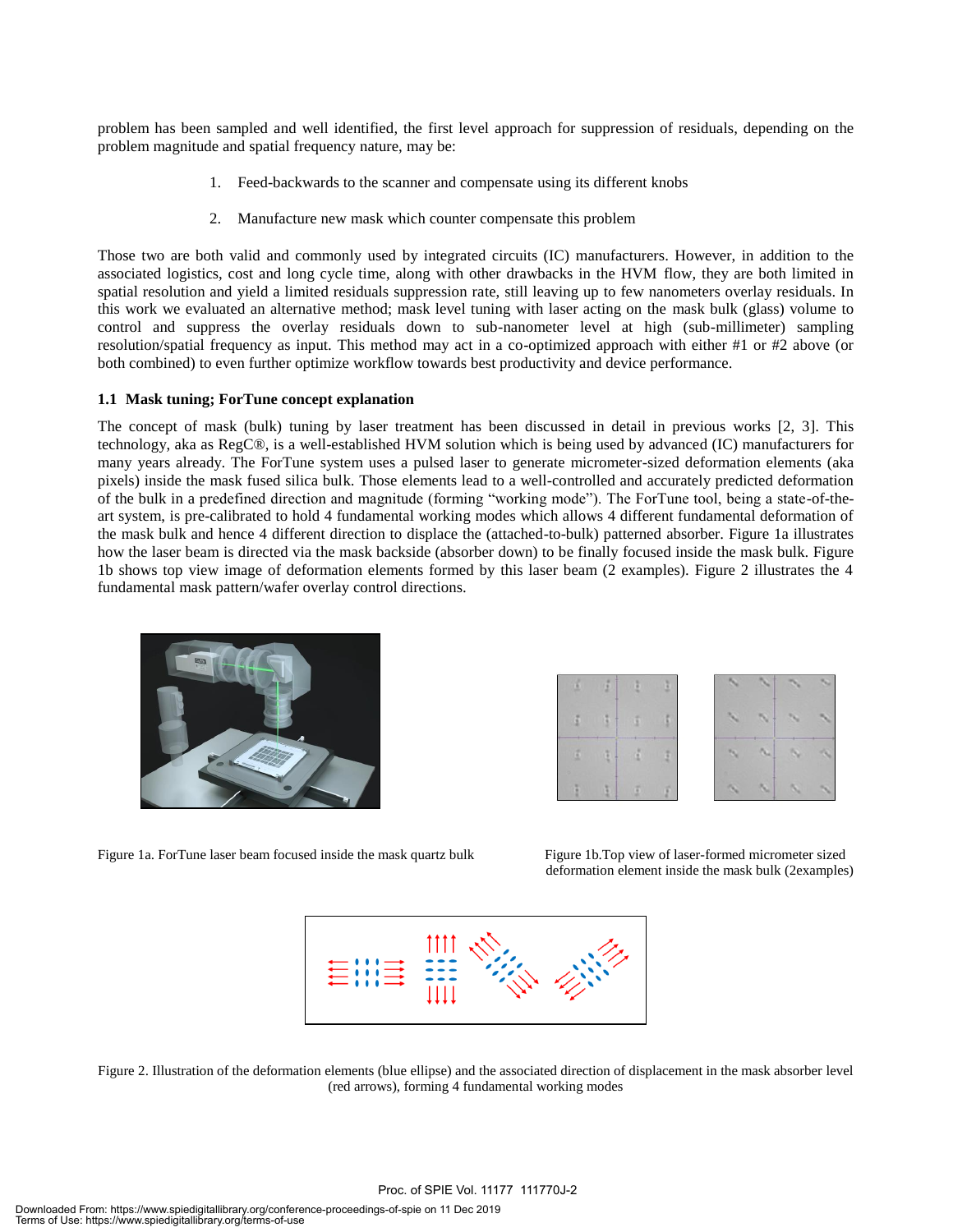problem has been sampled and well identified, the first level approach for suppression of residuals, depending on the problem magnitude and spatial frequency nature, may be:

1. Feed-backwards to the scanner and compensate using its different knobs
2. Manufacture new mask which counter compensate this problem

Those two are both valid and commonly used by integrated circuits (IC) manufacturers. However, in addition to the associated logistics, cost and long cycle time, along with other drawbacks in the HVM flow, they are both limited in spatial resolution and yield a limited residuals suppression rate, still leaving up to few nanometers overlay residuals. In this work we evaluated an alternative method; mask level tuning with laser acting on the mask bulk (glass) volume to control and suppress the overlay residuals down to sub-nanometer level at high (sub-millimeter) sampling resolution/spatial frequency as input. This method may act in a co-optimized approach with either #1 or #2 above (or both combined) to even further optimize workflow towards best productivity and device performance.

### 1.1 Mask tuning; ForTune concept explanation

The concept of mask (bulk) tuning by laser treatment has been discussed in detail in previous works [2, 3]. This technology, aka as RegC®, is a well-established HVM solution which is being used by advanced (IC) manufacturers for many years already. The ForTune system uses a pulsed laser to generate micrometer-sized deformation elements (aka pixels) inside the mask fused silica bulk. Those elements lead to a well-controlled and accurately predicted deformation of the bulk in a predefined direction and magnitude (forming "working mode"). The ForTune tool, being a state-of-the-art system, is pre-calibrated to hold 4 fundamental working modes which allows 4 different fundamental deformation of the mask bulk and hence 4 different direction to displace the (attached-to-bulk) patterned absorber. Figure 1a illustrates how the laser beam is directed via the mask backside (absorber down) to be finally focused inside the mask bulk. Figure 1b shows top view image of deformation elements formed by this laser beam (2 examples). Figure 2 illustrates the 4 fundamental mask pattern/wafer overlay control directions.

Figure 1a. ForTune laser beam focused inside the mask quartz bulk

Figure 1b.Top view of laser-formed micrometer sized deformation element inside the mask bulk (2examples)

Figure 2. Illustration of the deformation elements (blue ellipse) and the associated direction of displacement in the mask absorber level (red arrows), forming 4 fundamental working modes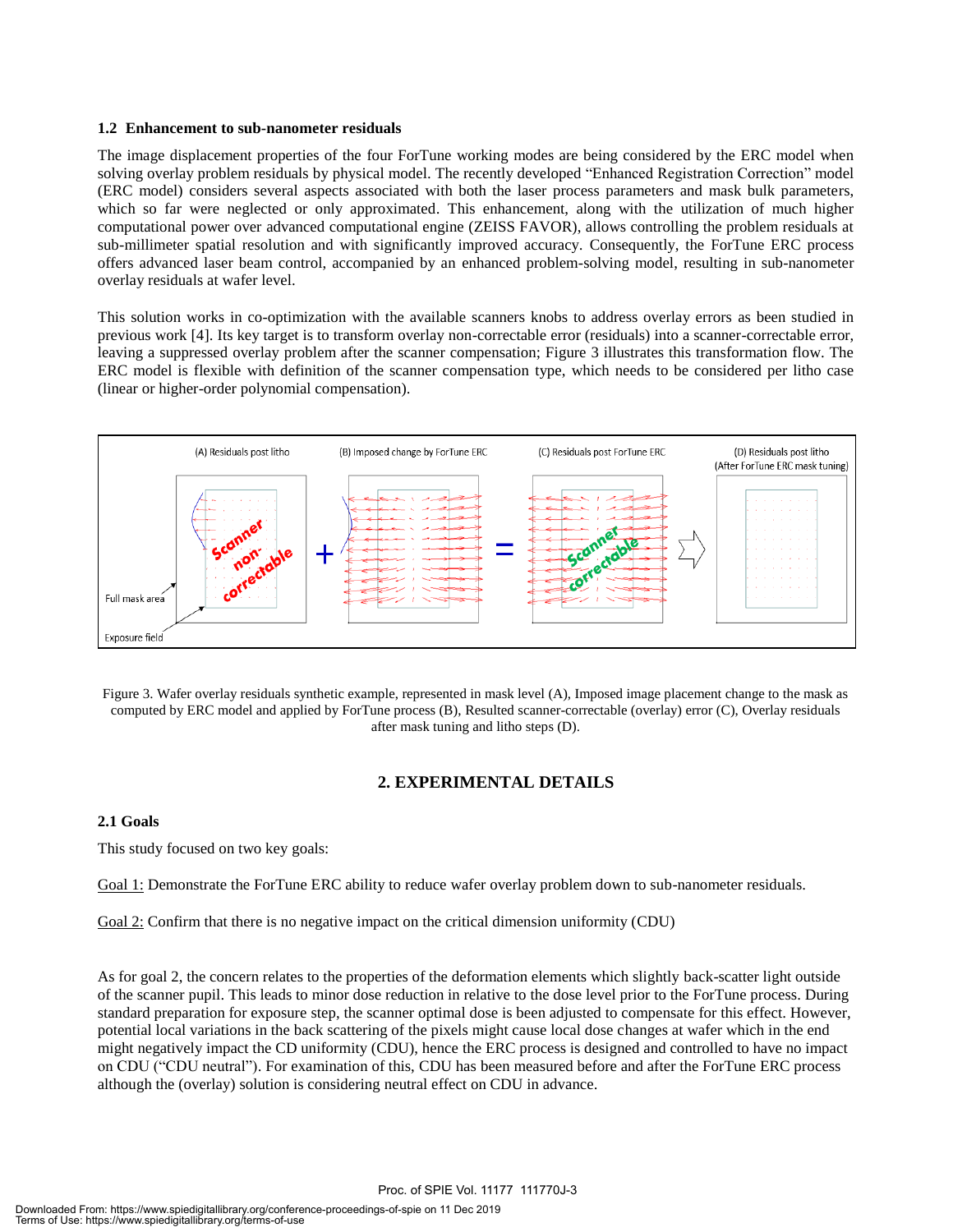### 1.2 Enhancement to sub-nanometer residuals

The image displacement properties of the four ForTune working modes are being considered by the ERC model when solving overlay problem residuals by physical model. The recently developed "Enhanced Registration Correction" model (ERC model) considers several aspects associated with both the laser process parameters and mask bulk parameters, which so far were neglected or only approximated. This enhancement, along with the utilization of much higher computational power over advanced computational engine (ZEISS FAVOR), allows controlling the problem residuals at sub-millimeter spatial resolution and with significantly improved accuracy. Consequently, the ForTune ERC process offers advanced laser beam control, accompanied by an enhanced problem-solving model, resulting in sub-nanometer overlay residuals at wafer level.

This solution works in co-optimization with the available scanners knobs to address overlay errors as been studied in previous work [4]. Its key target is to transform overlay non-correctable error (residuals) into a scanner-correctable error, leaving a suppressed overlay problem after the scanner compensation; Figure 3 illustrates this transformation flow. The ERC model is flexible with definition of the scanner compensation type, which needs to be considered per litho case (linear or higher-order polynomial compensation).

Figure 3. Wafer overlay residuals synthetic example, represented in mask level (A), Imposed image placement change to the mask as computed by ERC model and applied by ForTune process (B), Resulted scanner-correctable (overlay) error (C), Overlay residuals after mask tuning and litho steps (D).

## 2. EXPERIMENTAL DETAILS

### 2.1 Goals

This study focused on two key goals:

Goal 1: Demonstrate the ForTune ERC ability to reduce wafer overlay problem down to sub-nanometer residuals.

Goal 2: Confirm that there is no negative impact on the critical dimension uniformity (CDU)

As for goal 2, the concern relates to the properties of the deformation elements which slightly back-scatter light outside of the scanner pupil. This leads to minor dose reduction in relative to the dose level prior to the ForTune process. During standard preparation for exposure step, the scanner optimal dose is been adjusted to compensate for this effect. However, potential local variations in the back scattering of the pixels might cause local dose changes at wafer which in the end might negatively impact the CD uniformity (CDU), hence the ERC process is designed and controlled to have no impact on CDU ("CDU neutral"). For examination of this, CDU has been measured before and after the ForTune ERC process although the (overlay) solution is considering neutral effect on CDU in advance.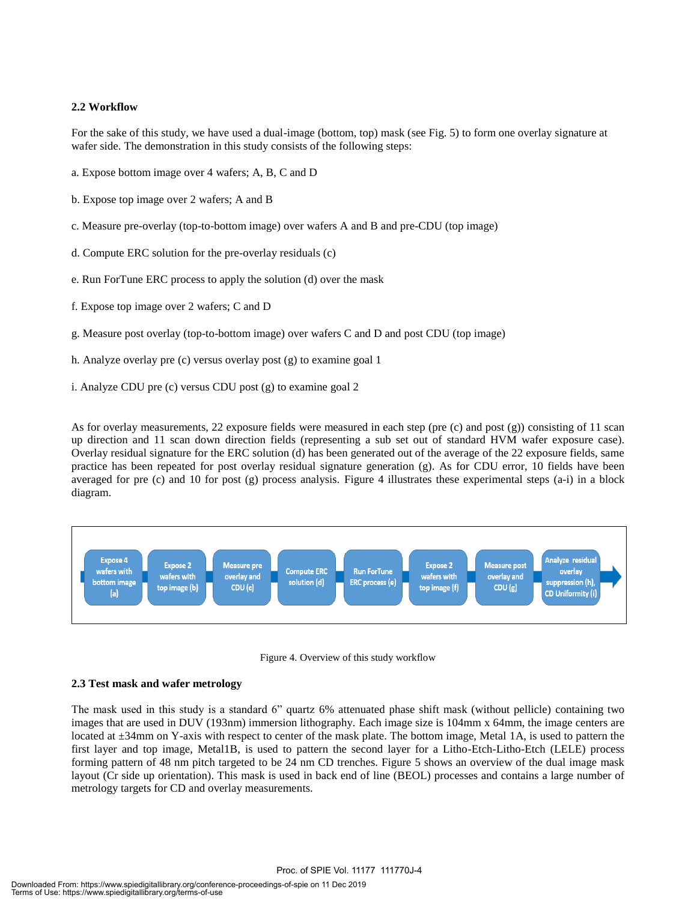### 2.2 Workflow

For the sake of this study, we have used a dual-image (bottom, top) mask (see Fig. 5) to form one overlay signature at wafer side. The demonstration in this study consists of the following steps:

a. Expose bottom image over 4 wafers; A, B, C and D

b. Expose top image over 2 wafers; A and B

c. Measure pre-overlay (top-to-bottom image) over wafers A and B and pre-CDU (top image)

d. Compute ERC solution for the pre-overlay residuals (c)

e. Run ForTune ERC process to apply the solution (d) over the mask

f. Expose top image over 2 wafers; C and D

g. Measure post overlay (top-to-bottom image) over wafers C and D and post CDU (top image)

h. Analyze overlay pre (c) versus overlay post (g) to examine goal 1

i. Analyze CDU pre (c) versus CDU post (g) to examine goal 2

As for overlay measurements, 22 exposure fields were measured in each step (pre (c) and post (g)) consisting of 11 scan up direction and 11 scan down direction fields (representing a sub set out of standard HVM wafer exposure case). Overlay residual signature for the ERC solution (d) has been generated out of the average of the 22 exposure fields, same practice has been repeated for post overlay residual signature generation (g). As for CDU error, 10 fields have been averaged for pre (c) and 10 for post (g) process analysis. Figure 4 illustrates these experimental steps (a-i) in a block diagram.

Expose 4 wafers with bottom image (a) → Expose 2 wafers with top image (b) → Measure pre overlay and CDU (c) → Compute ERC solution (d) → Run ForTune ERC process (e) → Expose 2 wafers with top image (f) → Measure post overlay and CDU (g) → Analyze residual overlay suppression (h), CD Uniformity (i)

Figure 4. Overview of this study workflow

### 2.3 Test mask and wafer metrology

The mask used in this study is a standard 6" quartz 6% attenuated phase shift mask (without pellicle) containing two images that are used in DUV (193nm) immersion lithography. Each image size is 104mm x 64mm, the image centers are located at ±34mm on Y-axis with respect to center of the mask plate. The bottom image, Metal 1A, is used to pattern the first layer and top image, Metal1B, is used to pattern the second layer for a Litho-Etch-Litho-Etch (LELE) process forming pattern of 48 nm pitch targeted to be 24 nm CD trenches. Figure 5 shows an overview of the dual image mask layout (Cr side up orientation). This mask is used in back end of line (BEOL) processes and contains a large number of metrology targets for CD and overlay measurements.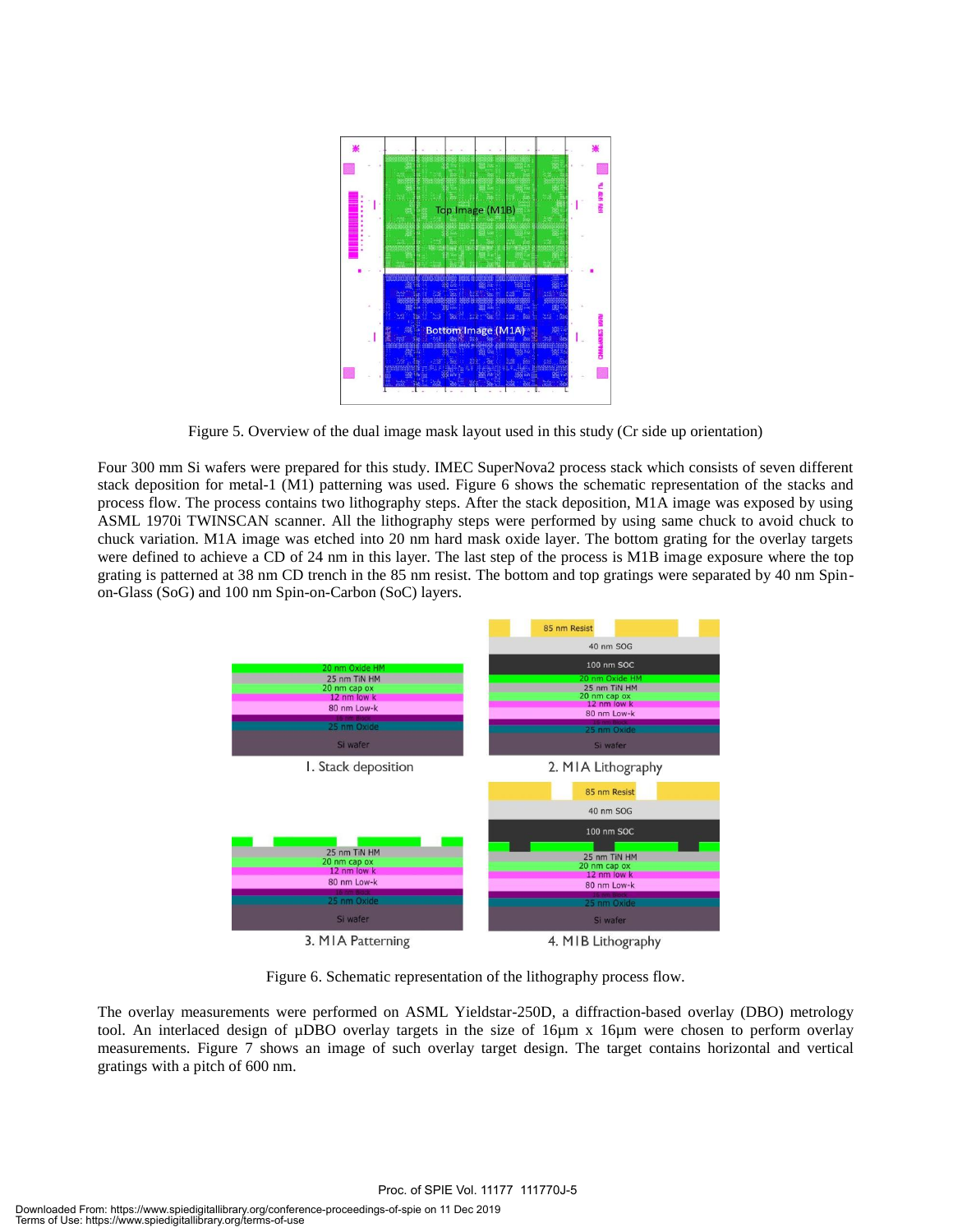Figure 5. Overview of the dual image mask layout used in this study (Cr side up orientation)

Four 300 mm Si wafers were prepared for this study. IMEC SuperNova2 process stack which consists of seven different stack deposition for metal-1 (M1) patterning was used. Figure 6 shows the schematic representation of the stacks and process flow. The process contains two lithography steps. After the stack deposition, M1A image was exposed by using ASML 1970i TWINSCAN scanner. All the lithography steps were performed by using same chuck to avoid chuck to chuck variation. M1A image was etched into 20 nm hard mask oxide layer. The bottom grating for the overlay targets were defined to achieve a CD of 24 nm in this layer. The last step of the process is M1B image exposure where the top grating is patterned at 38 nm CD trench in the 85 nm resist. The bottom and top gratings were separated by 40 nm Spin-on-Glass (SoG) and 100 nm Spin-on-Carbon (SoC) layers.

Figure 6. Schematic representation of the lithography process flow.

The overlay measurements were performed on ASML Yieldstar-250D, a diffraction-based overlay (DBO) metrology tool. An interlaced design of µDBO overlay targets in the size of 16µm x 16µm were chosen to perform overlay measurements. Figure 7 shows an image of such overlay target design. The target contains horizontal and vertical gratings with a pitch of 600 nm.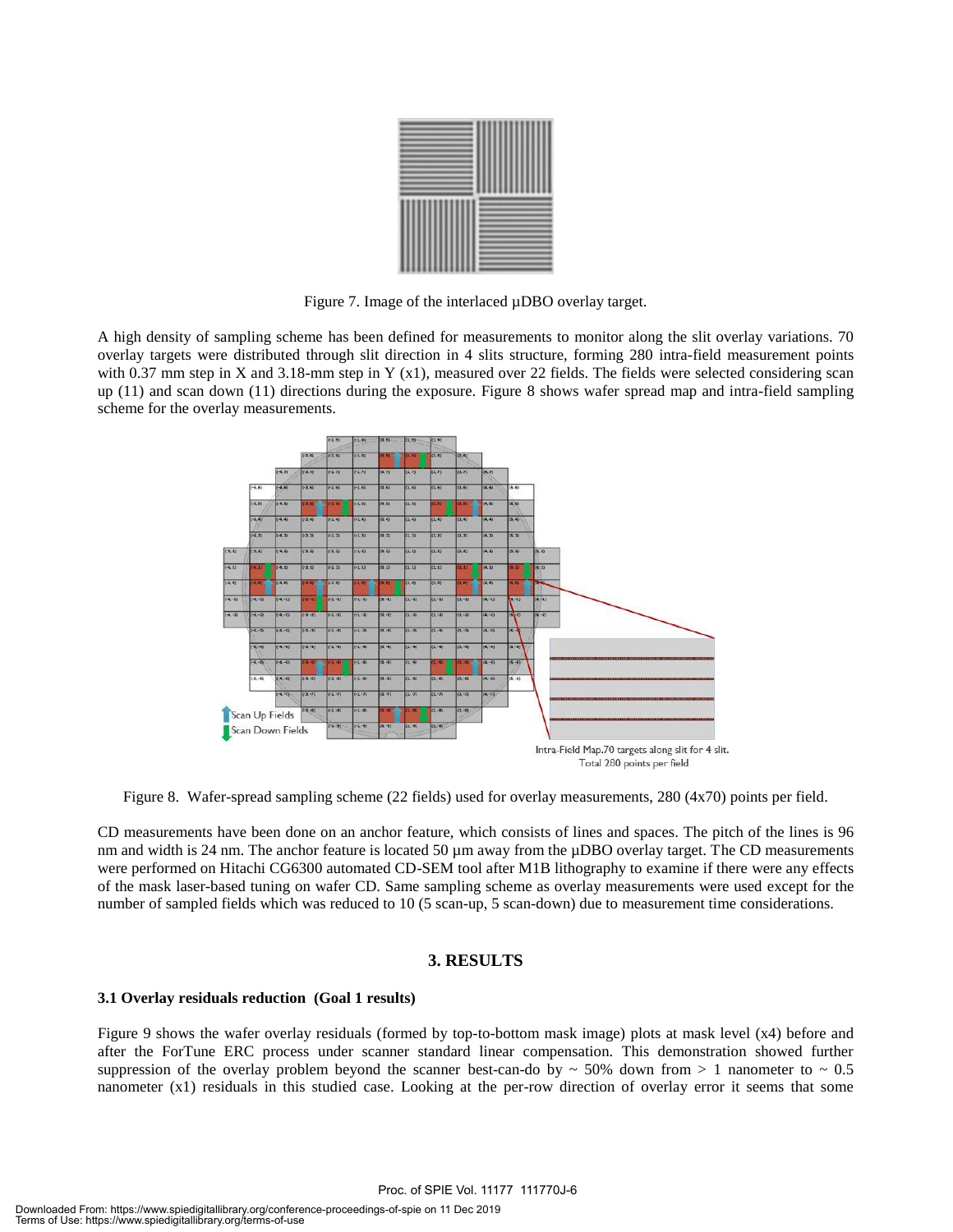Figure 7. Image of the interlaced µDBO overlay target.

A high density of sampling scheme has been defined for measurements to monitor along the slit overlay variations. 70 overlay targets were distributed through slit direction in 4 slits structure, forming 280 intra-field measurement points with 0.37 mm step in X and 3.18-mm step in Y (x1), measured over 22 fields. The fields were selected considering scan up (11) and scan down (11) directions during the exposure. Figure 8 shows wafer spread map and intra-field sampling scheme for the overlay measurements.

Figure 8. Wafer-spread sampling scheme (22 fields) used for overlay measurements, 280 (4x70) points per field.

CD measurements have been done on an anchor feature, which consists of lines and spaces. The pitch of the lines is 96 nm and width is 24 nm. The anchor feature is located 50 µm away from the µDBO overlay target. The CD measurements were performed on Hitachi CG6300 automated CD-SEM tool after M1B lithography to examine if there were any effects of the mask laser-based tuning on wafer CD. Same sampling scheme as overlay measurements were used except for the number of sampled fields which was reduced to 10 (5 scan-up, 5 scan-down) due to measurement time considerations.

## 3. RESULTS

### 3.1 Overlay residuals reduction (Goal 1 results)

Figure 9 shows the wafer overlay residuals (formed by top-to-bottom mask image) plots at mask level (x4) before and after the ForTune ERC process under scanner standard linear compensation. This demonstration showed further suppression of the overlay problem beyond the scanner best-can-do by ~ 50% down from > 1 nanometer to ~ 0.5 nanometer (x1) residuals in this studied case. Looking at the per-row direction of overlay error it seems that some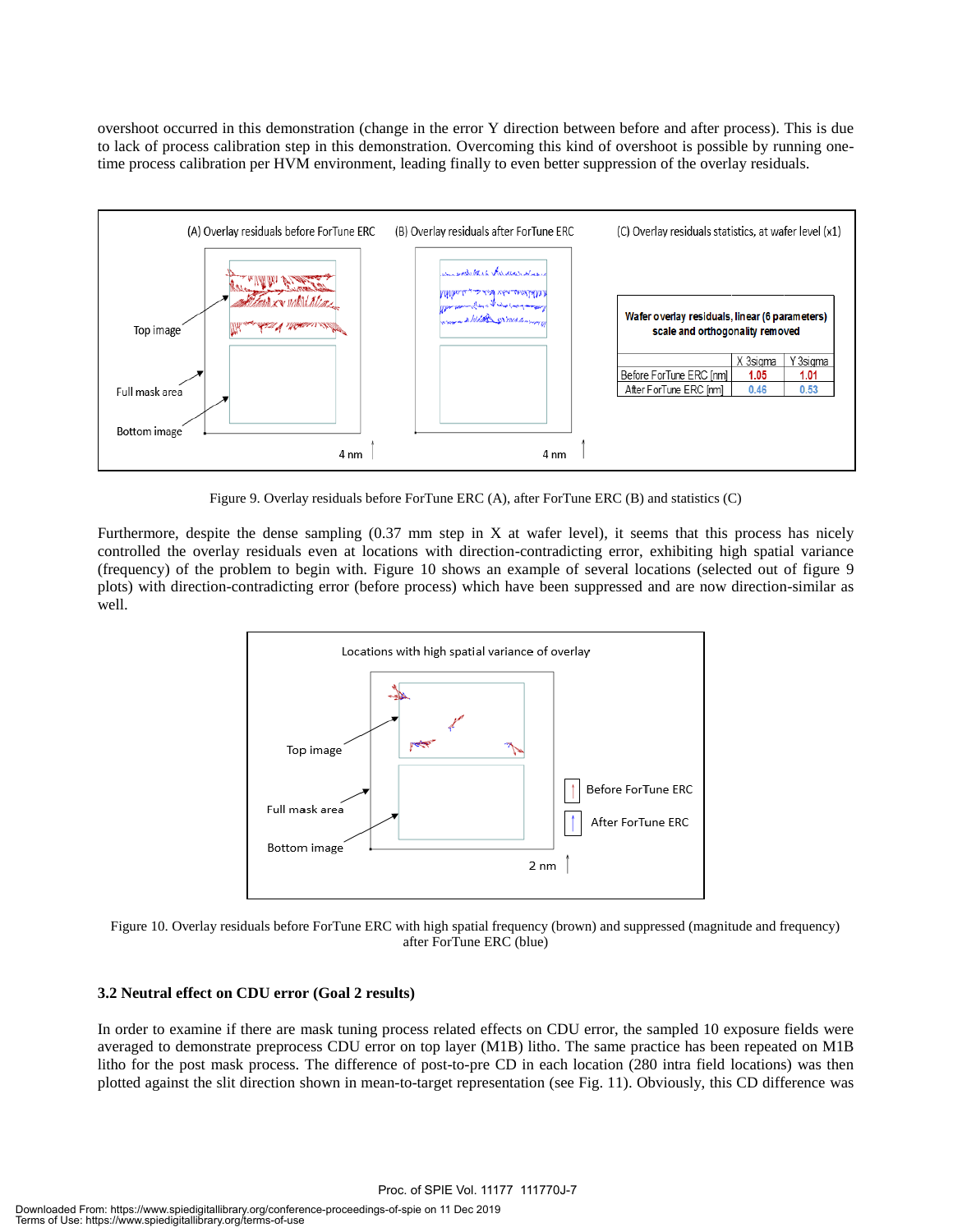overshoot occurred in this demonstration (change in the error Y direction between before and after process). This is due to lack of process calibration step in this demonstration. Overcoming this kind of overshoot is possible by running one-time process calibration per HVM environment, leading finally to even better suppression of the overlay residuals.

| Wafer overlay residuals, linear (6 parameters) scale and orthogonality removed | X 3sigma | Y 3sigma |
|---|---|---|
| Before ForTune ERC [nm] | 1.05 | 1.01 |
| After ForTune ERC [nm] | 0.46 | 0.53 |

Figure 9. Overlay residuals before ForTune ERC (A), after ForTune ERC (B) and statistics (C)

Furthermore, despite the dense sampling (0.37 mm step in X at wafer level), it seems that this process has nicely controlled the overlay residuals even at locations with direction-contradicting error, exhibiting high spatial variance (frequency) of the problem to begin with. Figure 10 shows an example of several locations (selected out of figure 9 plots) with direction-contradicting error (before process) which have been suppressed and are now direction-similar as well.

Figure 10. Overlay residuals before ForTune ERC with high spatial frequency (brown) and suppressed (magnitude and frequency) after ForTune ERC (blue)

### 3.2 Neutral effect on CDU error (Goal 2 results)

In order to examine if there are mask tuning process related effects on CDU error, the sampled 10 exposure fields were averaged to demonstrate preprocess CDU error on top layer (M1B) litho. The same practice has been repeated on M1B litho for the post mask process. The difference of post-to-pre CD in each location (280 intra field locations) was then plotted against the slit direction shown in mean-to-target representation (see Fig. 11). Obviously, this CD difference was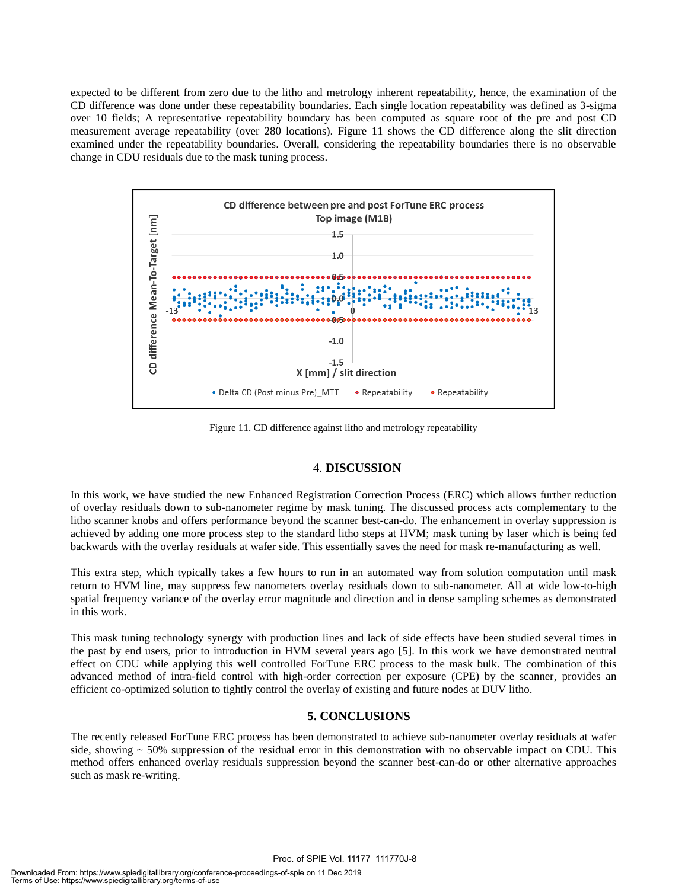expected to be different from zero due to the litho and metrology inherent repeatability, hence, the examination of the CD difference was done under these repeatability boundaries. Each single location repeatability was defined as 3-sigma over 10 fields; A representative repeatability boundary has been computed as square root of the pre and post CD measurement average repeatability (over 280 locations). Figure 11 shows the CD difference along the slit direction examined under the repeatability boundaries. Overall, considering the repeatability boundaries there is no observable change in CDU residuals due to the mask tuning process.

Figure 11. CD difference against litho and metrology repeatability

## 4. DISCUSSION

In this work, we have studied the new Enhanced Registration Correction Process (ERC) which allows further reduction of overlay residuals down to sub-nanometer regime by mask tuning. The discussed process acts complementary to the litho scanner knobs and offers performance beyond the scanner best-can-do. The enhancement in overlay suppression is achieved by adding one more process step to the standard litho steps at HVM; mask tuning by laser which is being fed backwards with the overlay residuals at wafer side. This essentially saves the need for mask re-manufacturing as well.

This extra step, which typically takes a few hours to run in an automated way from solution computation until mask return to HVM line, may suppress few nanometers overlay residuals down to sub-nanometer. All at wide low-to-high spatial frequency variance of the overlay error magnitude and direction and in dense sampling schemes as demonstrated in this work.

This mask tuning technology synergy with production lines and lack of side effects have been studied several times in the past by end users, prior to introduction in HVM several years ago [5]. In this work we have demonstrated neutral effect on CDU while applying this well controlled ForTune ERC process to the mask bulk. The combination of this advanced method of intra-field control with high-order correction per exposure (CPE) by the scanner, provides an efficient co-optimized solution to tightly control the overlay of existing and future nodes at DUV litho.

## 5. CONCLUSIONS

The recently released ForTune ERC process has been demonstrated to achieve sub-nanometer overlay residuals at wafer side, showing ~ 50% suppression of the residual error in this demonstration with no observable impact on CDU. This method offers enhanced overlay residuals suppression beyond the scanner best-can-do or other alternative approaches such as mask re-writing.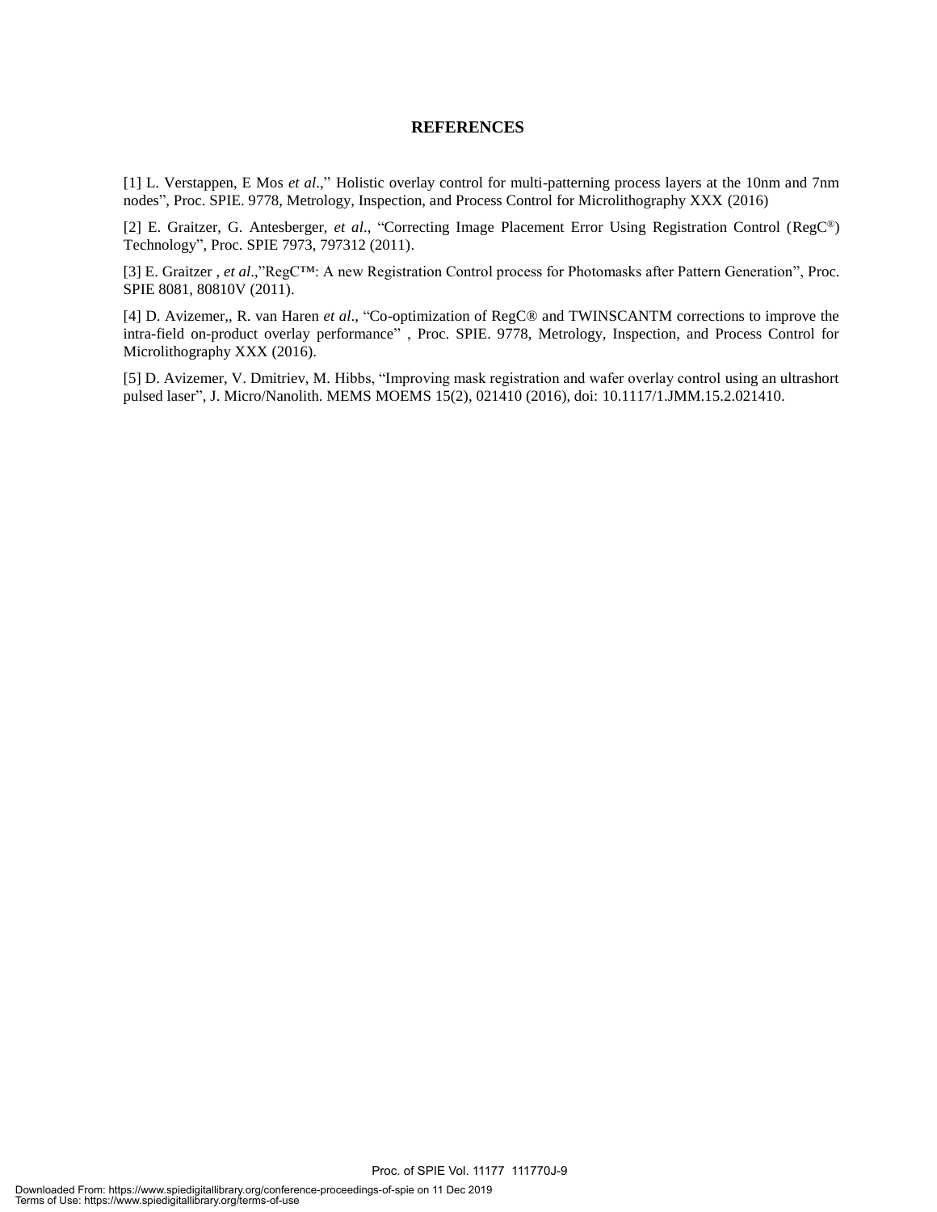## REFERENCES

[1] L. Verstappen, E Mos *et al*.," Holistic overlay control for multi-patterning process layers at the 10nm and 7nm nodes", Proc. SPIE. 9778, Metrology, Inspection, and Process Control for Microlithography XXX (2016)

[2] E. Graitzer, G. Antesberger, *et al*., "Correcting Image Placement Error Using Registration Control (RegC®) Technology", Proc. SPIE 7973, 797312 (2011).

[3] E. Graitzer , *et al*.,"RegC™: A new Registration Control process for Photomasks after Pattern Generation", Proc. SPIE 8081, 80810V (2011).

[4] D. Avizemer,, R. van Haren *et al*., "Co-optimization of RegC® and TWINSCANTM corrections to improve the intra-field on-product overlay performance" , Proc. SPIE. 9778, Metrology, Inspection, and Process Control for Microlithography XXX (2016).

[5] D. Avizemer, V. Dmitriev, M. Hibbs, "Improving mask registration and wafer overlay control using an ultrashort pulsed laser", J. Micro/Nanolith. MEMS MOEMS 15(2), 021410 (2016), doi: 10.1117/1.JMM.15.2.021410.